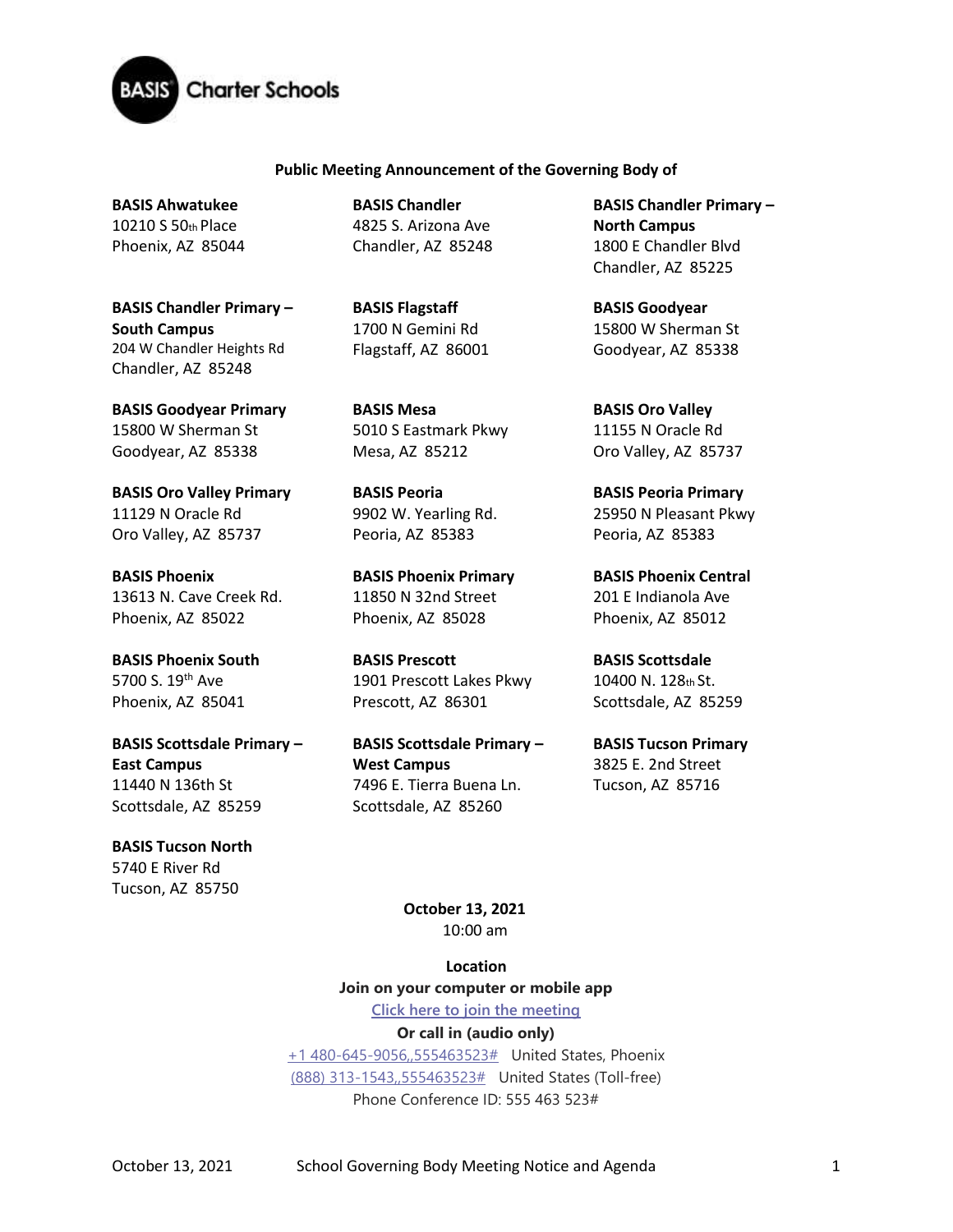BASIS Charter Schools

**Public Meeting Announcement of the Governing Body of**

**BASIS Ahwatukee**
10210 S 50th Place
Phoenix, AZ 85044

**BASIS Chandler**
4825 S. Arizona Ave
Chandler, AZ 85248

**BASIS Chandler Primary – North Campus**
1800 E Chandler Blvd
Chandler, AZ 85225

**BASIS Chandler Primary – South Campus**
204 W Chandler Heights Rd
Chandler, AZ 85248

**BASIS Flagstaff**
1700 N Gemini Rd
Flagstaff, AZ 86001

**BASIS Goodyear**
15800 W Sherman St
Goodyear, AZ 85338

**BASIS Goodyear Primary**
15800 W Sherman St
Goodyear, AZ 85338

**BASIS Mesa**
5010 S Eastmark Pkwy
Mesa, AZ 85212

**BASIS Oro Valley**
11155 N Oracle Rd
Oro Valley, AZ 85737

**BASIS Oro Valley Primary**
11129 N Oracle Rd
Oro Valley, AZ 85737

**BASIS Peoria**
9902 W. Yearling Rd.
Peoria, AZ 85383

**BASIS Peoria Primary**
25950 N Pleasant Pkwy
Peoria, AZ 85383

**BASIS Phoenix**
13613 N. Cave Creek Rd.
Phoenix, AZ 85022

**BASIS Phoenix Primary**
11850 N 32nd Street
Phoenix, AZ 85028

**BASIS Phoenix Central**
201 E Indianola Ave
Phoenix, AZ 85012

**BASIS Phoenix South**
5700 S. 19th Ave
Phoenix, AZ 85041

**BASIS Prescott**
1901 Prescott Lakes Pkwy
Prescott, AZ 86301

**BASIS Scottsdale**
10400 N. 128th St.
Scottsdale, AZ 85259

**BASIS Scottsdale Primary – East Campus**
11440 N 136th St
Scottsdale, AZ 85259

**BASIS Scottsdale Primary – West Campus**
7496 E. Tierra Buena Ln.
Scottsdale, AZ 85260

**BASIS Tucson Primary**
3825 E. 2nd Street
Tucson, AZ 85716

**BASIS Tucson North**
5740 E River Rd
Tucson, AZ 85750

**October 13, 2021**
10:00 am

**Location**
**Join on your computer or mobile app**
Click here to join the meeting
**Or call in (audio only)**
+1 480-645-9056,,555463523# United States, Phoenix
(888) 313-1543,,555463523# United States (Toll-free)
Phone Conference ID: 555 463 523#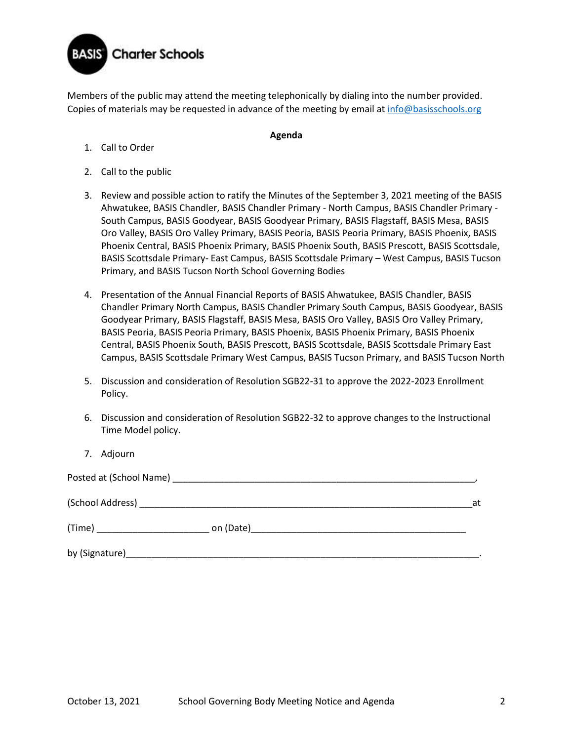Members of the public may attend the meeting telephonically by dialing into the number provided. Copies of materials may be requested in advance of the meeting by email at info@basisschools.org

**Agenda**

1. Call to Order
2. Call to the public
3. Review and possible action to ratify the Minutes of the September 3, 2021 meeting of the BASIS Ahwatukee, BASIS Chandler, BASIS Chandler Primary - North Campus, BASIS Chandler Primary - South Campus, BASIS Goodyear, BASIS Goodyear Primary, BASIS Flagstaff, BASIS Mesa, BASIS Oro Valley, BASIS Oro Valley Primary, BASIS Peoria, BASIS Peoria Primary, BASIS Phoenix, BASIS Phoenix Central, BASIS Phoenix Primary, BASIS Phoenix South, BASIS Prescott, BASIS Scottsdale, BASIS Scottsdale Primary- East Campus, BASIS Scottsdale Primary – West Campus, BASIS Tucson Primary, and BASIS Tucson North School Governing Bodies
4. Presentation of the Annual Financial Reports of BASIS Ahwatukee, BASIS Chandler, BASIS Chandler Primary North Campus, BASIS Chandler Primary South Campus, BASIS Goodyear, BASIS Goodyear Primary, BASIS Flagstaff, BASIS Mesa, BASIS Oro Valley, BASIS Oro Valley Primary, BASIS Peoria, BASIS Peoria Primary, BASIS Phoenix, BASIS Phoenix Primary, BASIS Phoenix Central, BASIS Phoenix South, BASIS Prescott, BASIS Scottsdale, BASIS Scottsdale Primary East Campus, BASIS Scottsdale Primary West Campus, BASIS Tucson Primary, and BASIS Tucson North
5. Discussion and consideration of Resolution SGB22-31 to approve the 2022-2023 Enrollment Policy.
6. Discussion and consideration of Resolution SGB22-32 to approve changes to the Instructional Time Model policy.
7. Adjourn

Posted at (School Name) ____________________________________________________________,

(School Address) __________________________________________________________________at

(Time) ______________________ on (Date)___________________________________________

by (Signature)______________________________________________________________________.